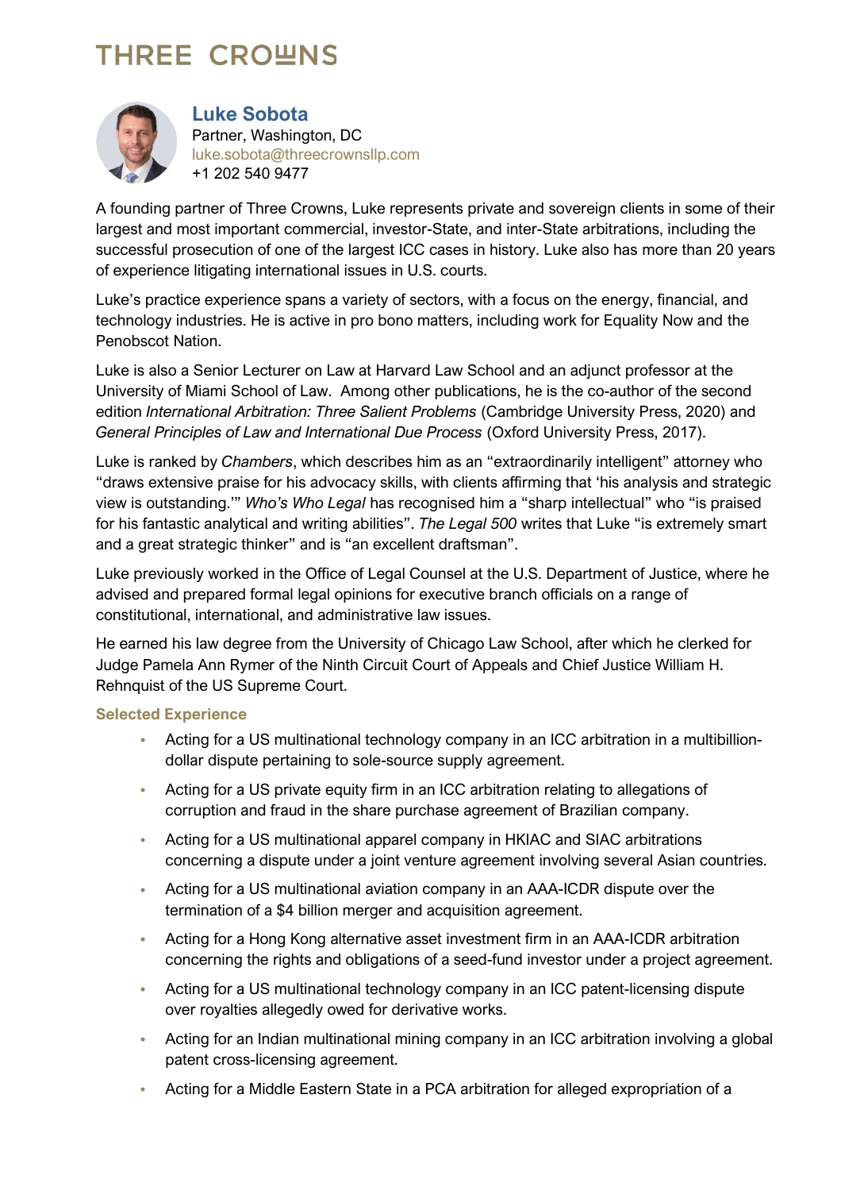# THREE CROWNS

## Luke Sobota

Partner, Washington, DC
luke.sobota@threecrownsllp.com
+1 202 540 9477

A founding partner of Three Crowns, Luke represents private and sovereign clients in some of their largest and most important commercial, investor-State, and inter-State arbitrations, including the successful prosecution of one of the largest ICC cases in history. Luke also has more than 20 years of experience litigating international issues in U.S. courts.

Luke's practice experience spans a variety of sectors, with a focus on the energy, financial, and technology industries. He is active in pro bono matters, including work for Equality Now and the Penobscot Nation.

Luke is also a Senior Lecturer on Law at Harvard Law School and an adjunct professor at the University of Miami School of Law. Among other publications, he is the co-author of the second edition *International Arbitration: Three Salient Problems* (Cambridge University Press, 2020) and *General Principles of Law and International Due Process* (Oxford University Press, 2017).

Luke is ranked by *Chambers*, which describes him as an "extraordinarily intelligent" attorney who "draws extensive praise for his advocacy skills, with clients affirming that 'his analysis and strategic view is outstanding.'" *Who's Who Legal* has recognised him a "sharp intellectual" who "is praised for his fantastic analytical and writing abilities". *The Legal 500* writes that Luke "is extremely smart and a great strategic thinker" and is "an excellent draftsman".

Luke previously worked in the Office of Legal Counsel at the U.S. Department of Justice, where he advised and prepared formal legal opinions for executive branch officials on a range of constitutional, international, and administrative law issues.

He earned his law degree from the University of Chicago Law School, after which he clerked for Judge Pamela Ann Rymer of the Ninth Circuit Court of Appeals and Chief Justice William H. Rehnquist of the US Supreme Court.

### Selected Experience

- Acting for a US multinational technology company in an ICC arbitration in a multibillion-dollar dispute pertaining to sole-source supply agreement.
- Acting for a US private equity firm in an ICC arbitration relating to allegations of corruption and fraud in the share purchase agreement of Brazilian company.
- Acting for a US multinational apparel company in HKIAC and SIAC arbitrations concerning a dispute under a joint venture agreement involving several Asian countries.
- Acting for a US multinational aviation company in an AAA-ICDR dispute over the termination of a $4 billion merger and acquisition agreement.
- Acting for a Hong Kong alternative asset investment firm in an AAA-ICDR arbitration concerning the rights and obligations of a seed-fund investor under a project agreement.
- Acting for a US multinational technology company in an ICC patent-licensing dispute over royalties allegedly owed for derivative works.
- Acting for an Indian multinational mining company in an ICC arbitration involving a global patent cross-licensing agreement.
- Acting for a Middle Eastern State in a PCA arbitration for alleged expropriation of a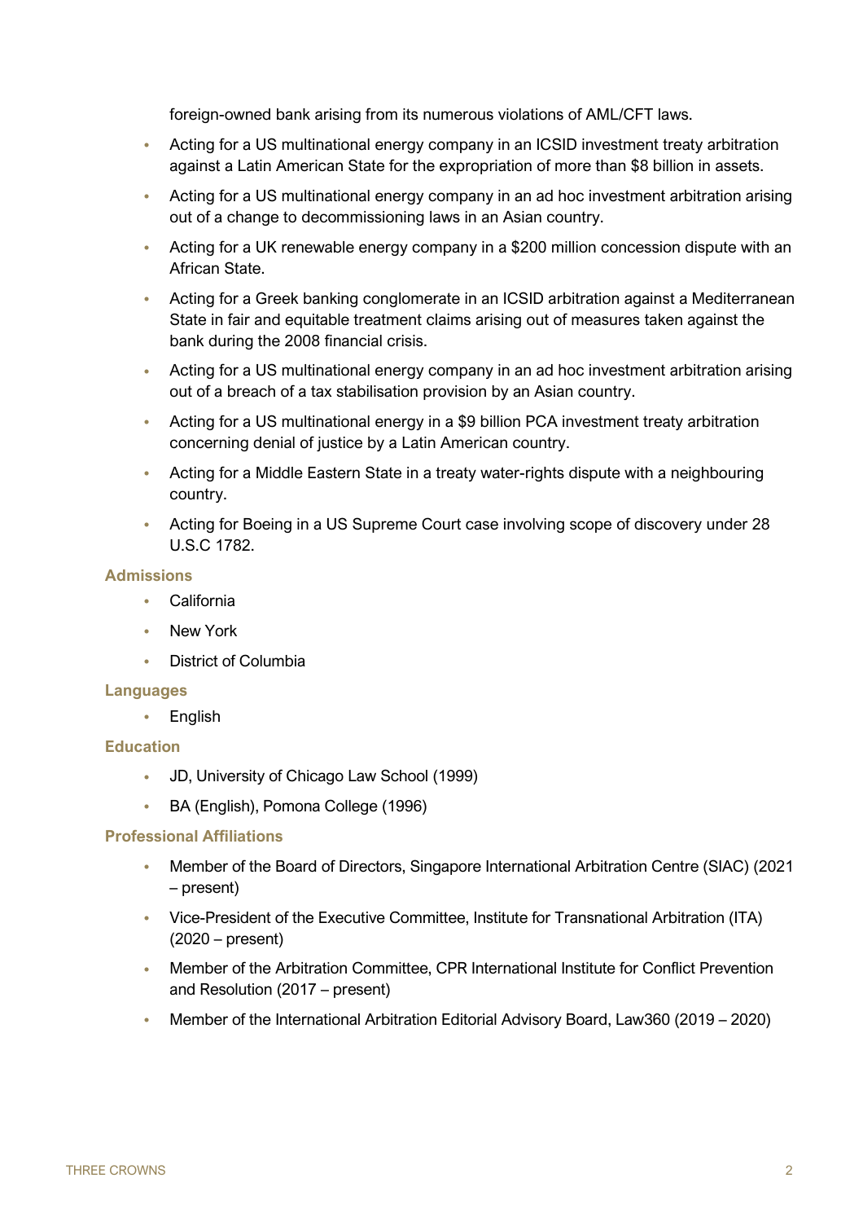foreign-owned bank arising from its numerous violations of AML/CFT laws.

- Acting for a US multinational energy company in an ICSID investment treaty arbitration against a Latin American State for the expropriation of more than $8 billion in assets.
- Acting for a US multinational energy company in an ad hoc investment arbitration arising out of a change to decommissioning laws in an Asian country.
- Acting for a UK renewable energy company in a $200 million concession dispute with an African State.
- Acting for a Greek banking conglomerate in an ICSID arbitration against a Mediterranean State in fair and equitable treatment claims arising out of measures taken against the bank during the 2008 financial crisis.
- Acting for a US multinational energy company in an ad hoc investment arbitration arising out of a breach of a tax stabilisation provision by an Asian country.
- Acting for a US multinational energy in a $9 billion PCA investment treaty arbitration concerning denial of justice by a Latin American country.
- Acting for a Middle Eastern State in a treaty water-rights dispute with a neighbouring country.
- Acting for Boeing in a US Supreme Court case involving scope of discovery under 28 U.S.C 1782.

### Admissions

- California
- New York
- District of Columbia

### Languages

- English

### Education

- JD, University of Chicago Law School (1999)
- BA (English), Pomona College (1996)

### Professional Affiliations

- Member of the Board of Directors, Singapore International Arbitration Centre (SIAC) (2021 – present)
- Vice-President of the Executive Committee, Institute for Transnational Arbitration (ITA) (2020 – present)
- Member of the Arbitration Committee, CPR International Institute for Conflict Prevention and Resolution (2017 – present)
- Member of the International Arbitration Editorial Advisory Board, Law360 (2019 – 2020)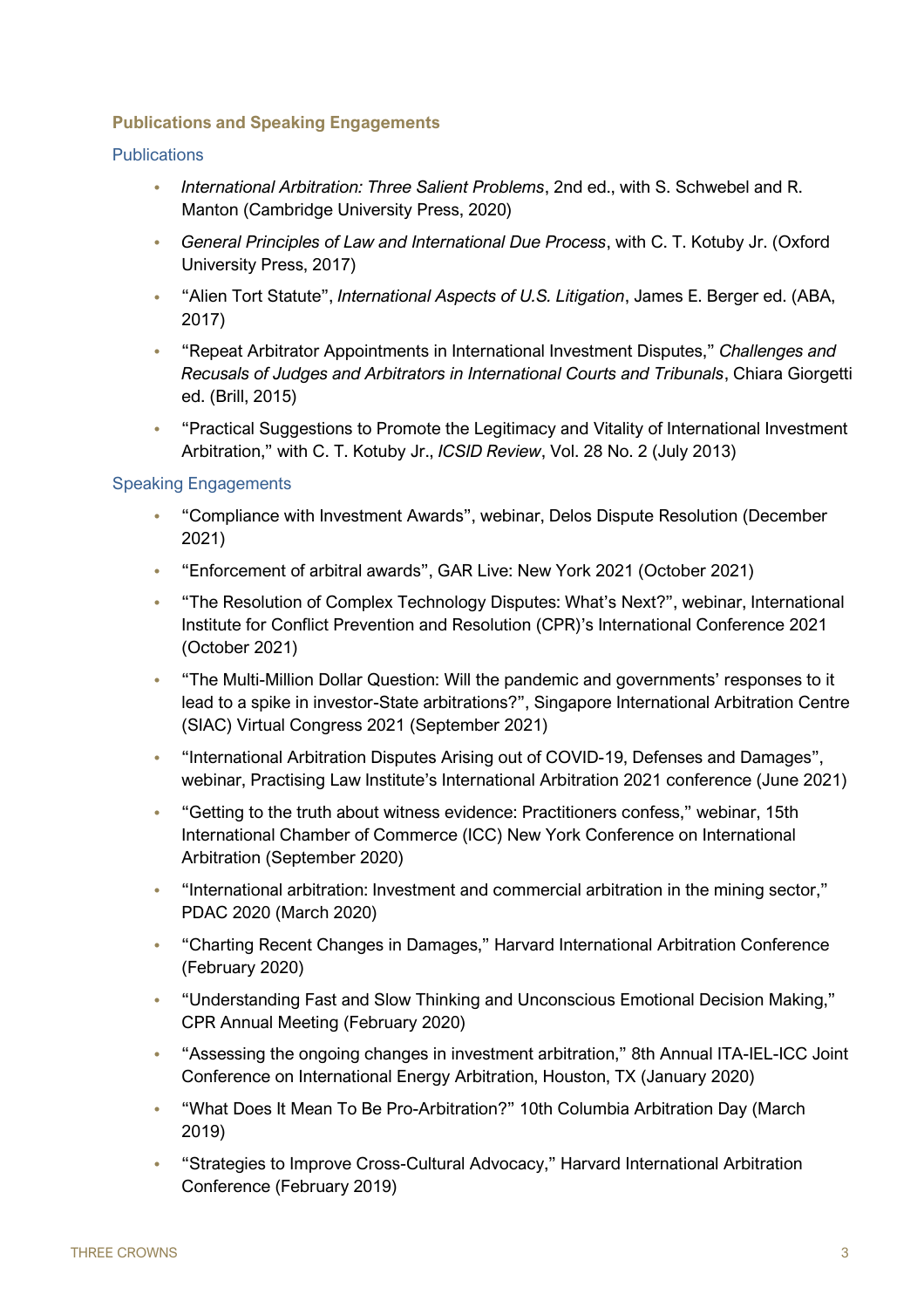## Publications and Speaking Engagements

### Publications

- *International Arbitration: Three Salient Problems*, 2nd ed., with S. Schwebel and R. Manton (Cambridge University Press, 2020)
- *General Principles of Law and International Due Process*, with C. T. Kotuby Jr. (Oxford University Press, 2017)
- "Alien Tort Statute", *International Aspects of U.S. Litigation*, James E. Berger ed. (ABA, 2017)
- "Repeat Arbitrator Appointments in International Investment Disputes," *Challenges and Recusals of Judges and Arbitrators in International Courts and Tribunals*, Chiara Giorgetti ed. (Brill, 2015)
- "Practical Suggestions to Promote the Legitimacy and Vitality of International Investment Arbitration," with C. T. Kotuby Jr., *ICSID Review*, Vol. 28 No. 2 (July 2013)

### Speaking Engagements

- "Compliance with Investment Awards", webinar, Delos Dispute Resolution (December 2021)
- "Enforcement of arbitral awards", GAR Live: New York 2021 (October 2021)
- "The Resolution of Complex Technology Disputes: What's Next?", webinar, International Institute for Conflict Prevention and Resolution (CPR)'s International Conference 2021 (October 2021)
- "The Multi-Million Dollar Question: Will the pandemic and governments' responses to it lead to a spike in investor-State arbitrations?", Singapore International Arbitration Centre (SIAC) Virtual Congress 2021 (September 2021)
- "International Arbitration Disputes Arising out of COVID-19, Defenses and Damages", webinar, Practising Law Institute's International Arbitration 2021 conference (June 2021)
- "Getting to the truth about witness evidence: Practitioners confess," webinar, 15th International Chamber of Commerce (ICC) New York Conference on International Arbitration (September 2020)
- "International arbitration: Investment and commercial arbitration in the mining sector," PDAC 2020 (March 2020)
- "Charting Recent Changes in Damages," Harvard International Arbitration Conference (February 2020)
- "Understanding Fast and Slow Thinking and Unconscious Emotional Decision Making," CPR Annual Meeting (February 2020)
- "Assessing the ongoing changes in investment arbitration," 8th Annual ITA-IEL-ICC Joint Conference on International Energy Arbitration, Houston, TX (January 2020)
- "What Does It Mean To Be Pro-Arbitration?" 10th Columbia Arbitration Day (March 2019)
- "Strategies to Improve Cross-Cultural Advocacy," Harvard International Arbitration Conference (February 2019)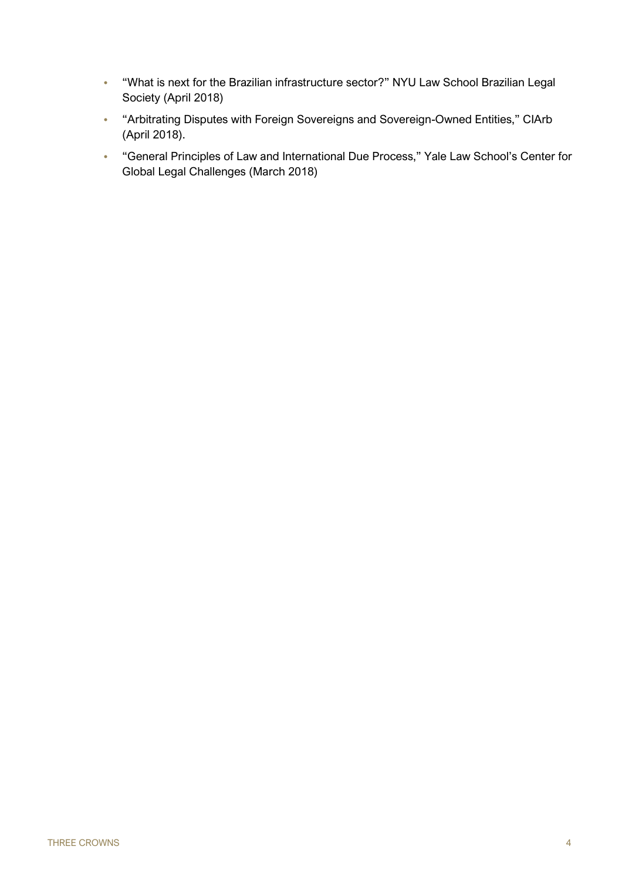- "What is next for the Brazilian infrastructure sector?" NYU Law School Brazilian Legal Society (April 2018)
- "Arbitrating Disputes with Foreign Sovereigns and Sovereign-Owned Entities," CIArb (April 2018).
- "General Principles of Law and International Due Process," Yale Law School's Center for Global Legal Challenges (March 2018)